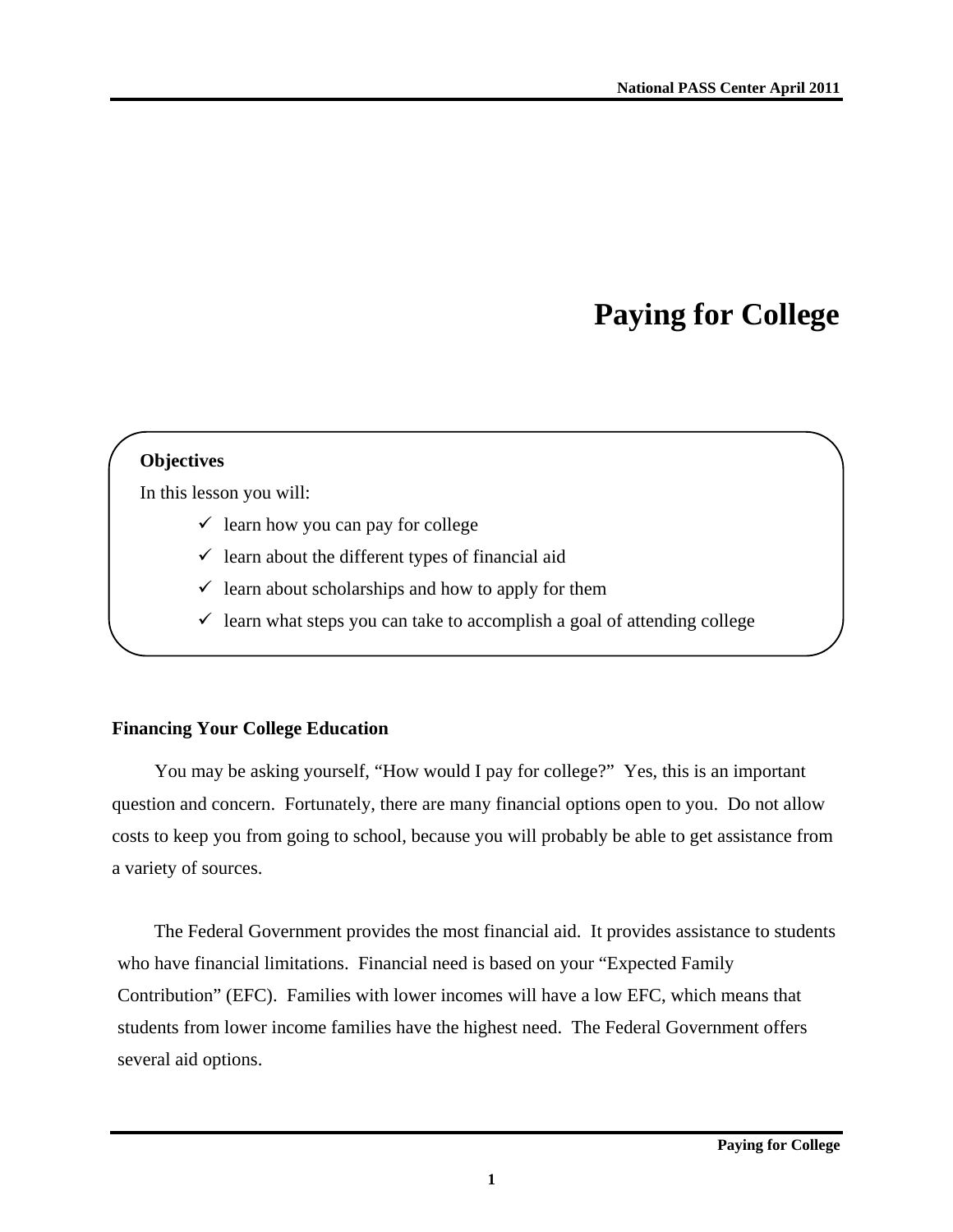# Paying for College

**Objectives**

In this lesson you will:

- ✓ learn how you can pay for college
- ✓ learn about the different types of financial aid
- ✓ learn about scholarships and how to apply for them
- ✓ learn what steps you can take to accomplish a goal of attending college

## Financing Your College Education

You may be asking yourself, "How would I pay for college?" Yes, this is an important question and concern. Fortunately, there are many financial options open to you. Do not allow costs to keep you from going to school, because you will probably be able to get assistance from a variety of sources.

The Federal Government provides the most financial aid. It provides assistance to students who have financial limitations. Financial need is based on your "Expected Family Contribution" (EFC). Families with lower incomes will have a low EFC, which means that students from lower income families have the highest need. The Federal Government offers several aid options.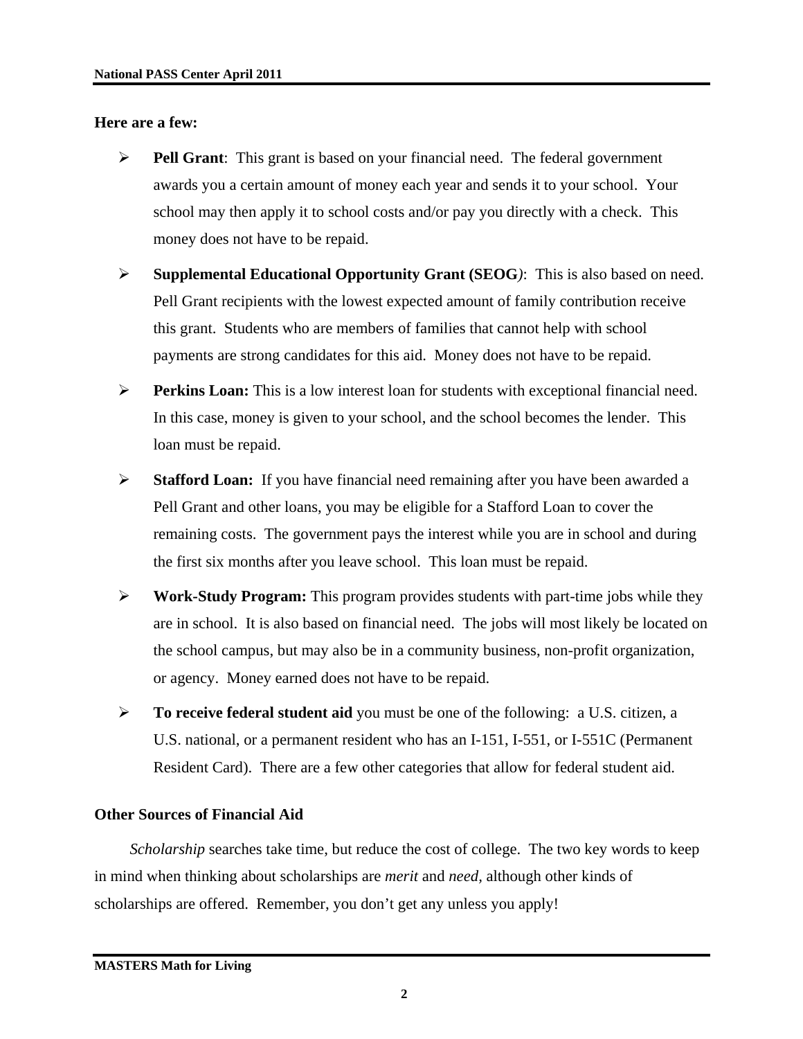**Here are a few:**

- **Pell Grant**: This grant is based on your financial need. The federal government awards you a certain amount of money each year and sends it to your school. Your school may then apply it to school costs and/or pay you directly with a check. This money does not have to be repaid.

- **Supplemental Educational Opportunity Grant (SEOG*)***: This is also based on need. Pell Grant recipients with the lowest expected amount of family contribution receive this grant. Students who are members of families that cannot help with school payments are strong candidates for this aid. Money does not have to be repaid.

- **Perkins Loan:** This is a low interest loan for students with exceptional financial need. In this case, money is given to your school, and the school becomes the lender. This loan must be repaid.

- **Stafford Loan:** If you have financial need remaining after you have been awarded a Pell Grant and other loans, you may be eligible for a Stafford Loan to cover the remaining costs. The government pays the interest while you are in school and during the first six months after you leave school. This loan must be repaid.

- **Work-Study Program:** This program provides students with part-time jobs while they are in school. It is also based on financial need. The jobs will most likely be located on the school campus, but may also be in a community business, non-profit organization, or agency. Money earned does not have to be repaid.

- **To receive federal student aid** you must be one of the following: a U.S. citizen, a U.S. national, or a permanent resident who has an I-151, I-551, or I-551C (Permanent Resident Card). There are a few other categories that allow for federal student aid.

**Other Sources of Financial Aid**

*Scholarship* searches take time, but reduce the cost of college. The two key words to keep in mind when thinking about scholarships are *merit* and *need*, although other kinds of scholarships are offered. Remember, you don't get any unless you apply!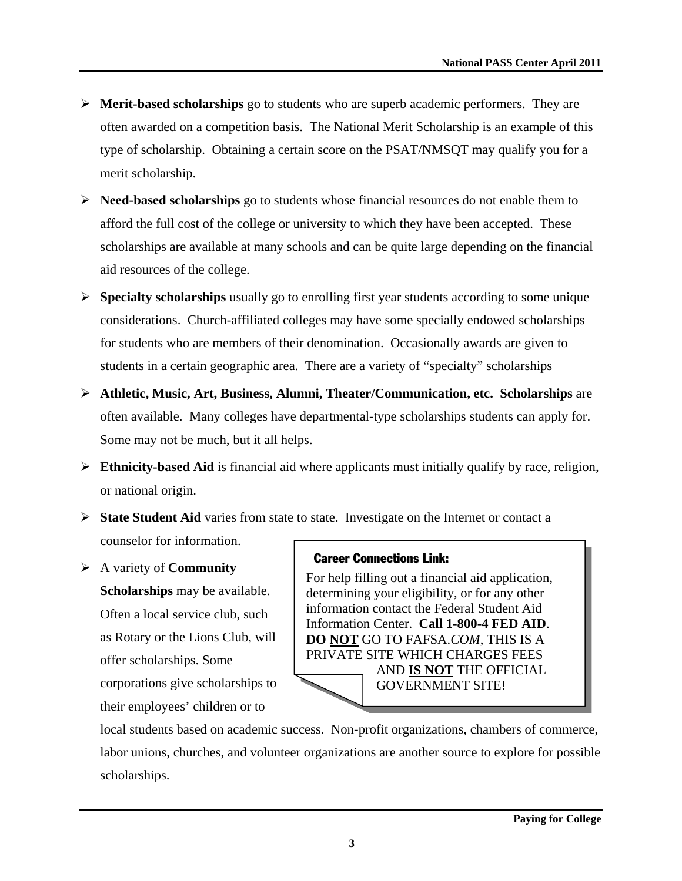- **Merit-based scholarships** go to students who are superb academic performers. They are often awarded on a competition basis. The National Merit Scholarship is an example of this type of scholarship. Obtaining a certain score on the PSAT/NMSQT may qualify you for a merit scholarship.
- **Need-based scholarships** go to students whose financial resources do not enable them to afford the full cost of the college or university to which they have been accepted. These scholarships are available at many schools and can be quite large depending on the financial aid resources of the college.
- **Specialty scholarships** usually go to enrolling first year students according to some unique considerations. Church-affiliated colleges may have some specially endowed scholarships for students who are members of their denomination. Occasionally awards are given to students in a certain geographic area. There are a variety of "specialty" scholarships
- **Athletic, Music, Art, Business, Alumni, Theater/Communication, etc. Scholarships** are often available. Many colleges have departmental-type scholarships students can apply for. Some may not be much, but it all helps.
- **Ethnicity-based Aid** is financial aid where applicants must initially qualify by race, religion, or national origin.
- **State Student Aid** varies from state to state. Investigate on the Internet or contact a counselor for information.
- A variety of **Community Scholarships** may be available. Often a local service club, such as Rotary or the Lions Club, will offer scholarships. Some corporations give scholarships to their employees' children or to local students based on academic success. Non-profit organizations, chambers of commerce, labor unions, churches, and volunteer organizations are another source to explore for possible scholarships.

**Career Connections Link:**

For help filling out a financial aid application, determining your eligibility, or for any other information contact the Federal Student Aid Information Center. **Call 1-800-4 FED AID**. **DO <u>NOT</u>** GO TO FAFSA.*COM*, THIS IS A PRIVATE SITE WHICH CHARGES FEES AND **<u>IS NOT</u>** THE OFFICIAL GOVERNMENT SITE!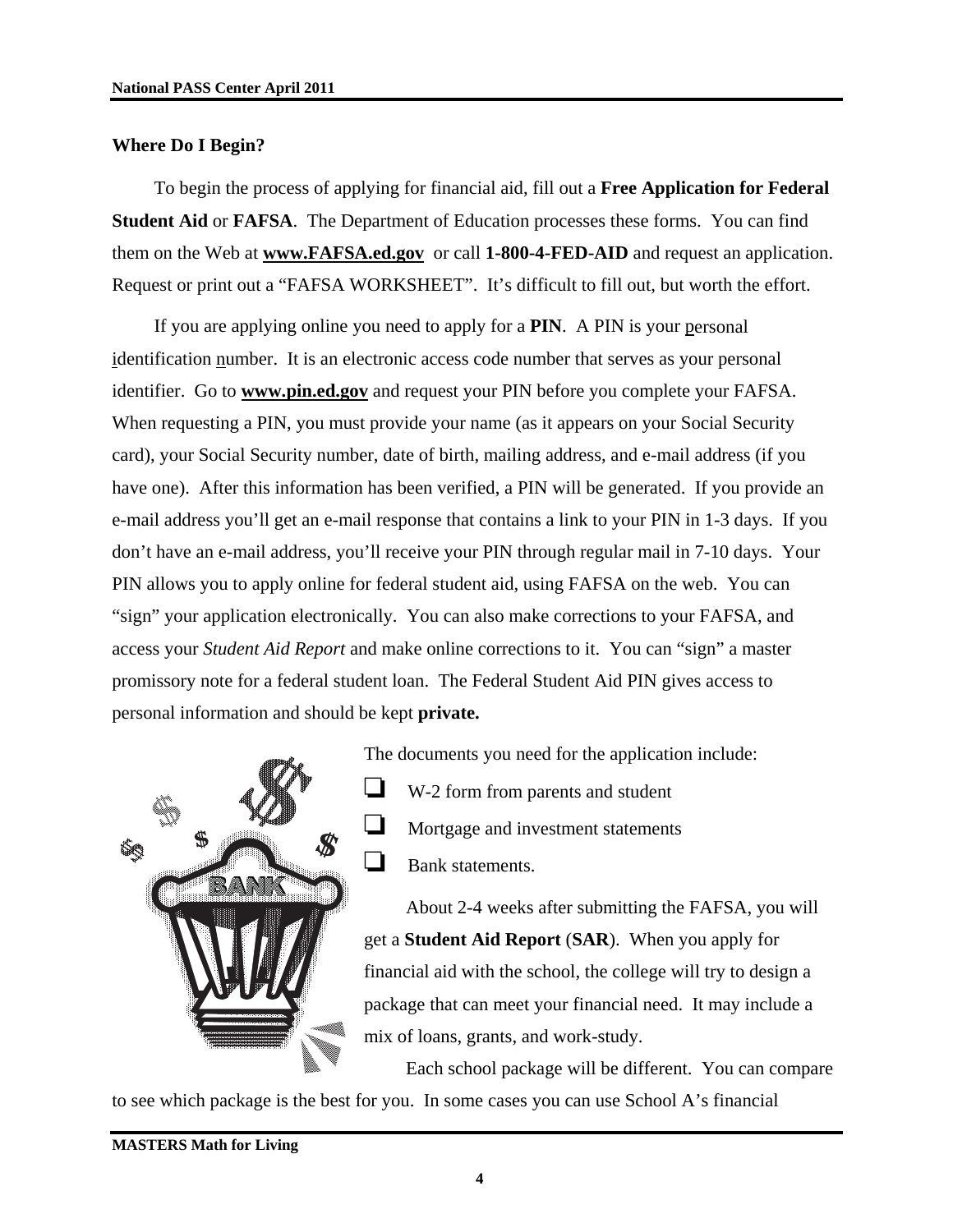### Where Do I Begin?

To begin the process of applying for financial aid, fill out a **Free Application for Federal Student Aid** or **FAFSA**. The Department of Education processes these forms. You can find them on the Web at **www.FAFSA.ed.gov** or call **1-800-4-FED-AID** and request an application. Request or print out a "FAFSA WORKSHEET". It's difficult to fill out, but worth the effort.

If you are applying online you need to apply for a **PIN**. A PIN is your personal identification number. It is an electronic access code number that serves as your personal identifier. Go to **www.pin.ed.gov** and request your PIN before you complete your FAFSA. When requesting a PIN, you must provide your name (as it appears on your Social Security card), your Social Security number, date of birth, mailing address, and e-mail address (if you have one). After this information has been verified, a PIN will be generated. If you provide an e-mail address you'll get an e-mail response that contains a link to your PIN in 1-3 days. If you don't have an e-mail address, you'll receive your PIN through regular mail in 7-10 days. Your PIN allows you to apply online for federal student aid, using FAFSA on the web. You can "sign" your application electronically. You can also make corrections to your FAFSA, and access your *Student Aid Report* and make online corrections to it. You can "sign" a master promissory note for a federal student loan. The Federal Student Aid PIN gives access to personal information and should be kept **private.**

The documents you need for the application include:

- ❑ W-2 form from parents and student
- ❑ Mortgage and investment statements
- ❑ Bank statements.

About 2-4 weeks after submitting the FAFSA, you will get a **Student Aid Report** (**SAR**). When you apply for financial aid with the school, the college will try to design a package that can meet your financial need. It may include a mix of loans, grants, and work-study.

Each school package will be different. You can compare to see which package is the best for you. In some cases you can use School A's financial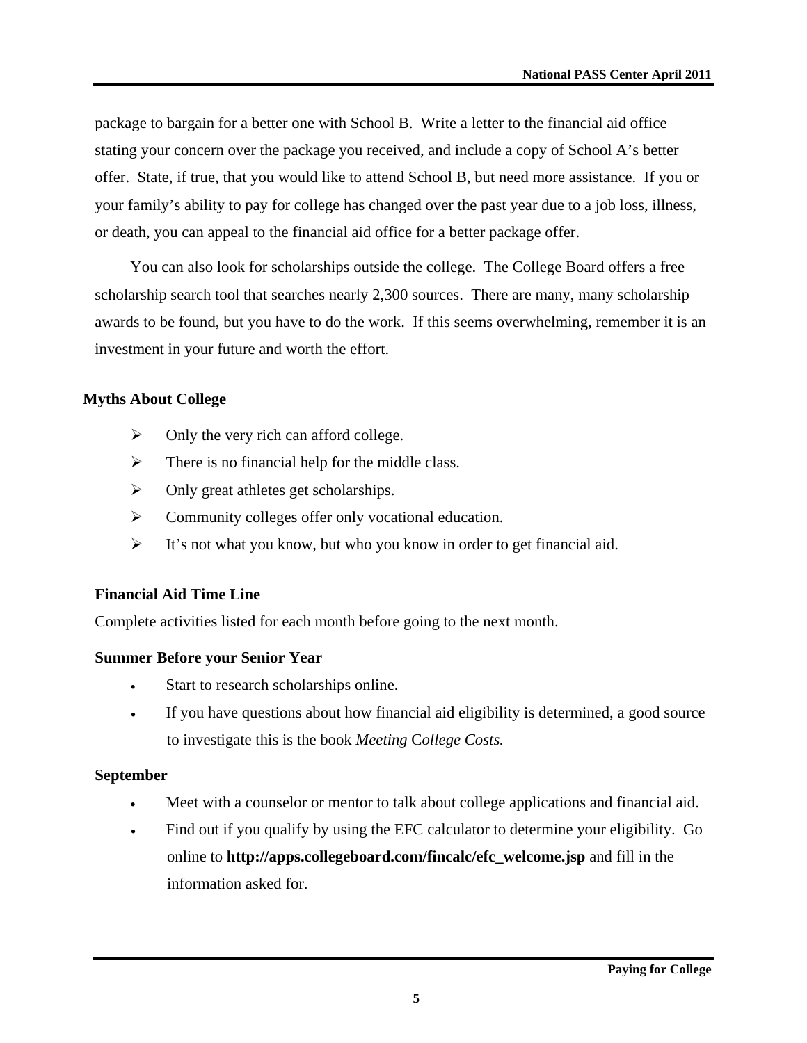package to bargain for a better one with School B. Write a letter to the financial aid office stating your concern over the package you received, and include a copy of School A's better offer. State, if true, that you would like to attend School B, but need more assistance. If you or your family's ability to pay for college has changed over the past year due to a job loss, illness, or death, you can appeal to the financial aid office for a better package offer.

You can also look for scholarships outside the college. The College Board offers a free scholarship search tool that searches nearly 2,300 sources. There are many, many scholarship awards to be found, but you have to do the work. If this seems overwhelming, remember it is an investment in your future and worth the effort.

### Myths About College

- Only the very rich can afford college.
- There is no financial help for the middle class.
- Only great athletes get scholarships.
- Community colleges offer only vocational education.
- It's not what you know, but who you know in order to get financial aid.

### Financial Aid Time Line

Complete activities listed for each month before going to the next month.

#### Summer Before your Senior Year

- Start to research scholarships online.
- If you have questions about how financial aid eligibility is determined, a good source to investigate this is the book *Meeting College Costs.*

#### September

- Meet with a counselor or mentor to talk about college applications and financial aid.
- Find out if you qualify by using the EFC calculator to determine your eligibility. Go online to **http://apps.collegeboard.com/fincalc/efc_welcome.jsp** and fill in the information asked for.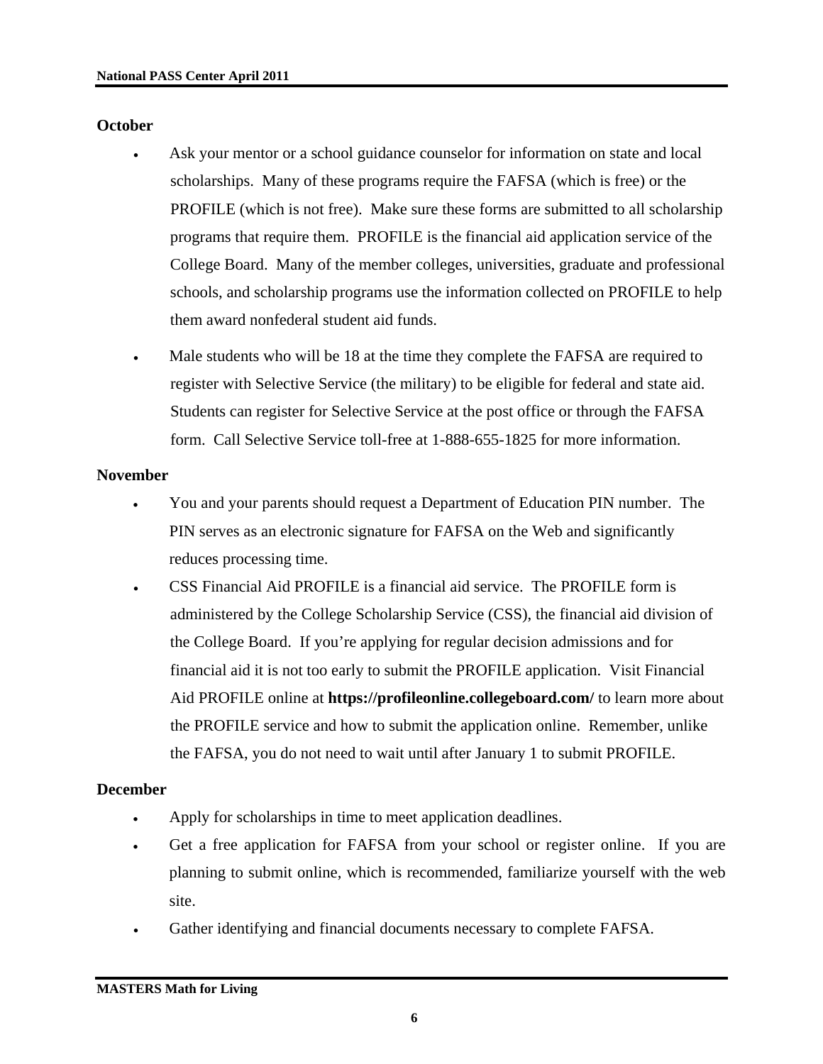**October**

- Ask your mentor or a school guidance counselor for information on state and local scholarships. Many of these programs require the FAFSA (which is free) or the PROFILE (which is not free). Make sure these forms are submitted to all scholarship programs that require them. PROFILE is the financial aid application service of the College Board. Many of the member colleges, universities, graduate and professional schools, and scholarship programs use the information collected on PROFILE to help them award nonfederal student aid funds.
- Male students who will be 18 at the time they complete the FAFSA are required to register with Selective Service (the military) to be eligible for federal and state aid. Students can register for Selective Service at the post office or through the FAFSA form. Call Selective Service toll-free at 1-888-655-1825 for more information.

**November**

- You and your parents should request a Department of Education PIN number. The PIN serves as an electronic signature for FAFSA on the Web and significantly reduces processing time.
- CSS Financial Aid PROFILE is a financial aid service. The PROFILE form is administered by the College Scholarship Service (CSS), the financial aid division of the College Board. If you're applying for regular decision admissions and for financial aid it is not too early to submit the PROFILE application. Visit Financial Aid PROFILE online at **https://profileonline.collegeboard.com/** to learn more about the PROFILE service and how to submit the application online. Remember, unlike the FAFSA, you do not need to wait until after January 1 to submit PROFILE.

**December**

- Apply for scholarships in time to meet application deadlines.
- Get a free application for FAFSA from your school or register online. If you are planning to submit online, which is recommended, familiarize yourself with the web site.
- Gather identifying and financial documents necessary to complete FAFSA.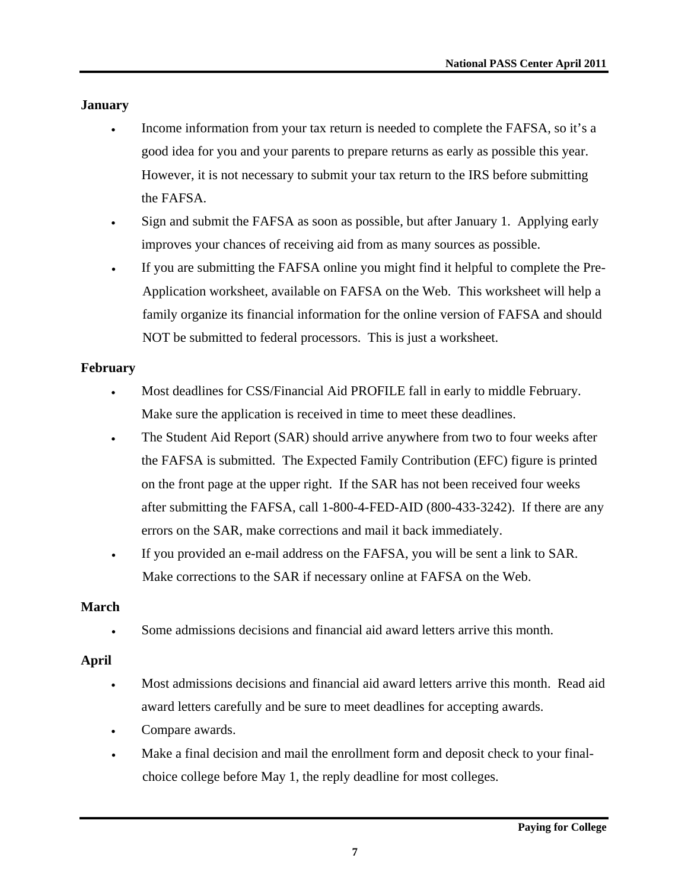**January**

- Income information from your tax return is needed to complete the FAFSA, so it's a good idea for you and your parents to prepare returns as early as possible this year. However, it is not necessary to submit your tax return to the IRS before submitting the FAFSA.
- Sign and submit the FAFSA as soon as possible, but after January 1. Applying early improves your chances of receiving aid from as many sources as possible.
- If you are submitting the FAFSA online you might find it helpful to complete the Pre-Application worksheet, available on FAFSA on the Web. This worksheet will help a family organize its financial information for the online version of FAFSA and should NOT be submitted to federal processors. This is just a worksheet.

**February**

- Most deadlines for CSS/Financial Aid PROFILE fall in early to middle February. Make sure the application is received in time to meet these deadlines.
- The Student Aid Report (SAR) should arrive anywhere from two to four weeks after the FAFSA is submitted. The Expected Family Contribution (EFC) figure is printed on the front page at the upper right. If the SAR has not been received four weeks after submitting the FAFSA, call 1-800-4-FED-AID (800-433-3242). If there are any errors on the SAR, make corrections and mail it back immediately.
- If you provided an e-mail address on the FAFSA, you will be sent a link to SAR. Make corrections to the SAR if necessary online at FAFSA on the Web.

**March**

- Some admissions decisions and financial aid award letters arrive this month.

**April**

- Most admissions decisions and financial aid award letters arrive this month. Read aid award letters carefully and be sure to meet deadlines for accepting awards.
- Compare awards.
- Make a final decision and mail the enrollment form and deposit check to your final-choice college before May 1, the reply deadline for most colleges.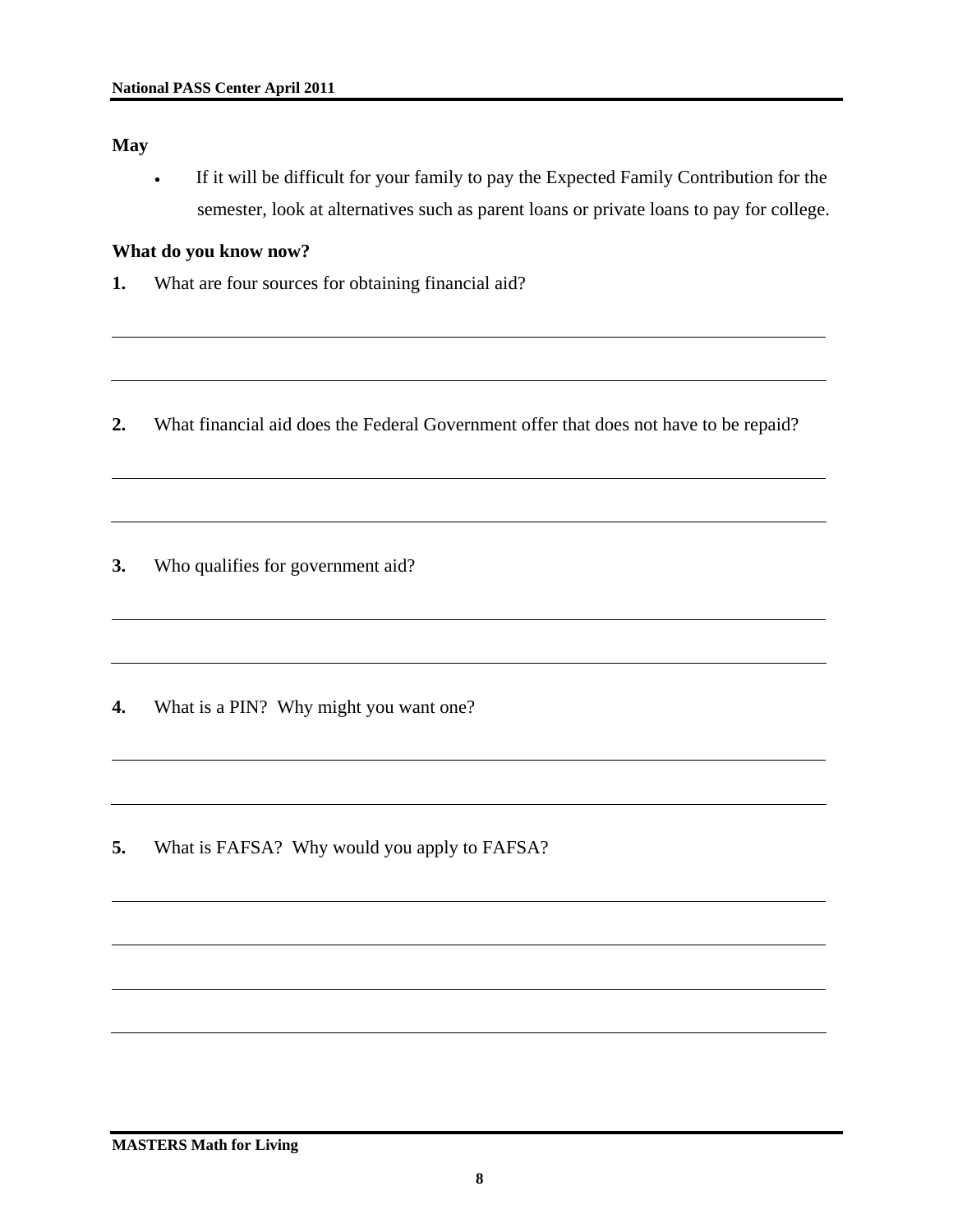**May**

- If it will be difficult for your family to pay the Expected Family Contribution for the semester, look at alternatives such as parent loans or private loans to pay for college.

**What do you know now?**

**1.** What are four sources for obtaining financial aid?

**2.** What financial aid does the Federal Government offer that does not have to be repaid?

**3.** Who qualifies for government aid?

**4.** What is a PIN? Why might you want one?

**5.** What is FAFSA? Why would you apply to FAFSA?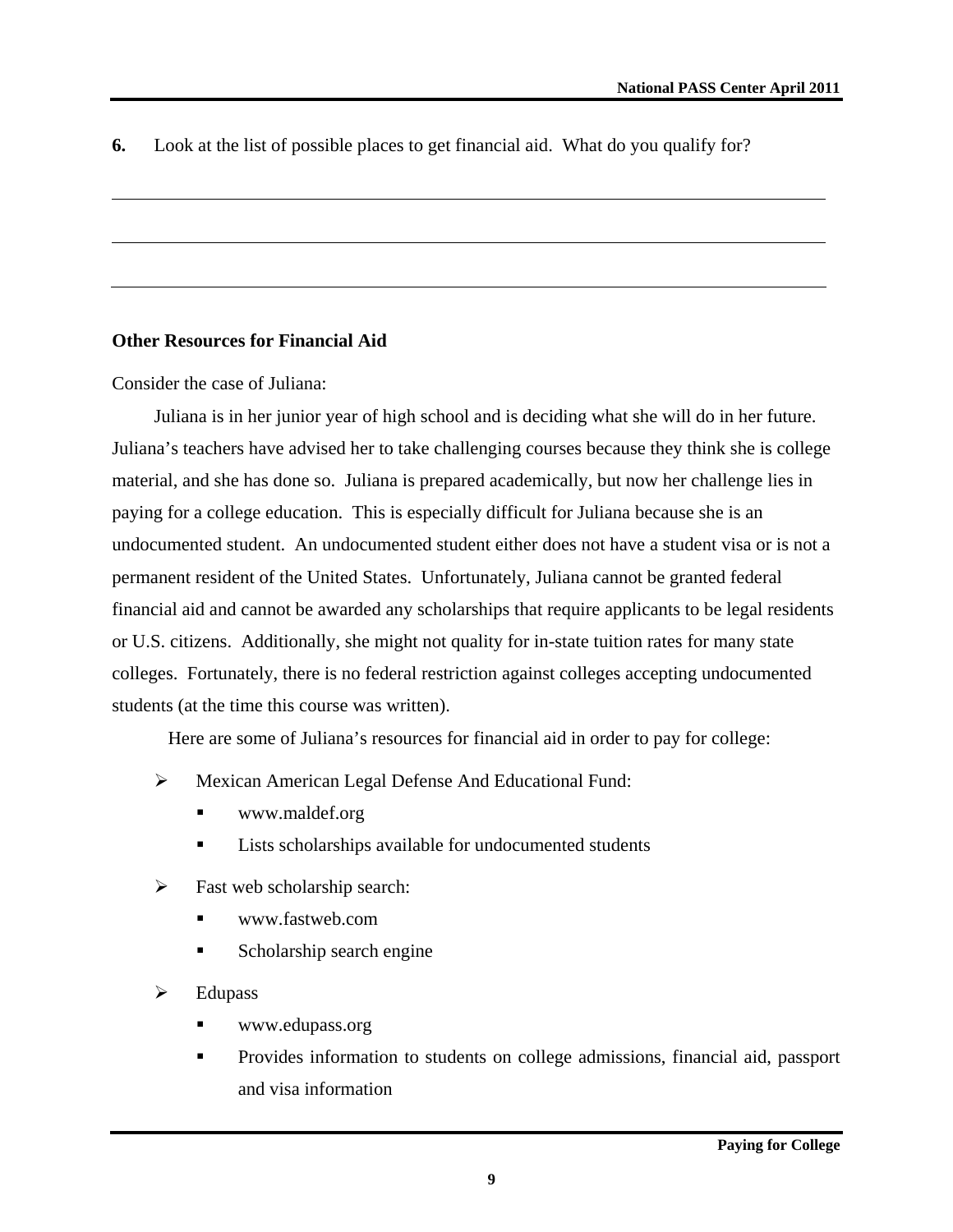**6.** Look at the list of possible places to get financial aid. What do you qualify for?

______________________________________________________________________________

______________________________________________________________________________

______________________________________________________________________________

**Other Resources for Financial Aid**

Consider the case of Juliana:

Juliana is in her junior year of high school and is deciding what she will do in her future. Juliana's teachers have advised her to take challenging courses because they think she is college material, and she has done so. Juliana is prepared academically, but now her challenge lies in paying for a college education. This is especially difficult for Juliana because she is an undocumented student. An undocumented student either does not have a student visa or is not a permanent resident of the United States. Unfortunately, Juliana cannot be granted federal financial aid and cannot be awarded any scholarships that require applicants to be legal residents or U.S. citizens. Additionally, she might not quality for in-state tuition rates for many state colleges. Fortunately, there is no federal restriction against colleges accepting undocumented students (at the time this course was written).

Here are some of Juliana's resources for financial aid in order to pay for college:

- Mexican American Legal Defense And Educational Fund:
  - www.maldef.org
  - Lists scholarships available for undocumented students
- Fast web scholarship search:
  - www.fastweb.com
  - Scholarship search engine
- Edupass
  - www.edupass.org
  - Provides information to students on college admissions, financial aid, passport and visa information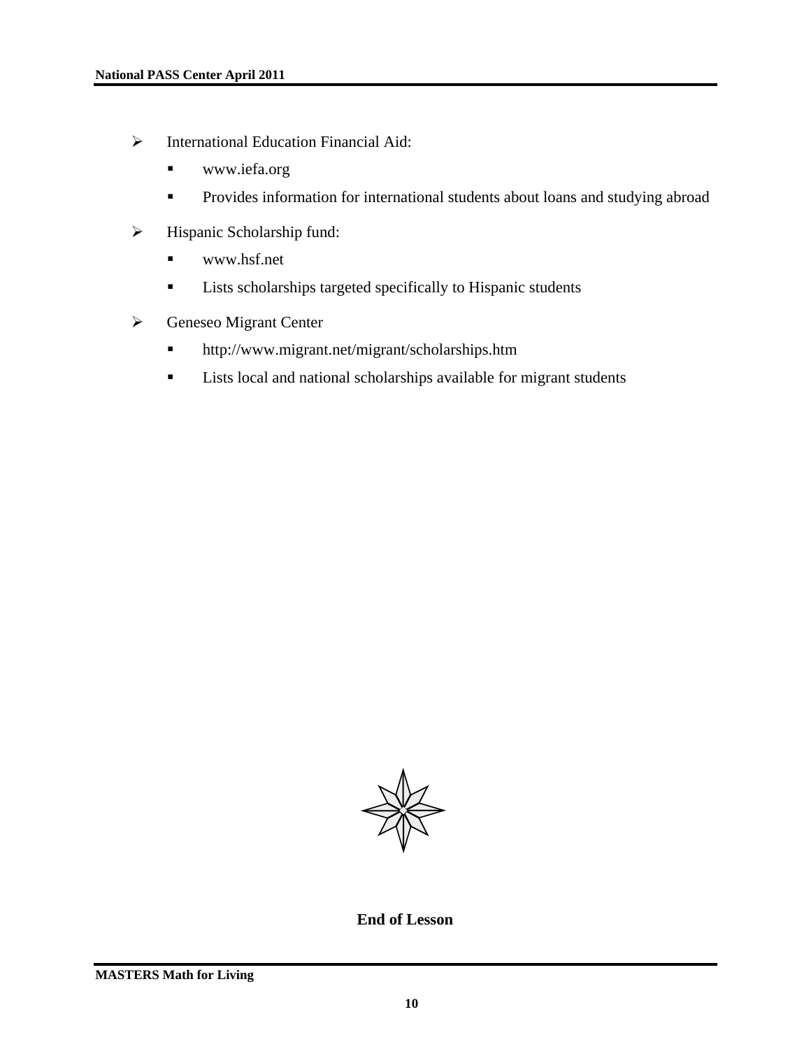- International Education Financial Aid:
  - www.iefa.org
  - Provides information for international students about loans and studying abroad
- Hispanic Scholarship fund:
  - www.hsf.net
  - Lists scholarships targeted specifically to Hispanic students
- Geneseo Migrant Center
  - http://www.migrant.net/migrant/scholarships.htm
  - Lists local and national scholarships available for migrant students

**End of Lesson**